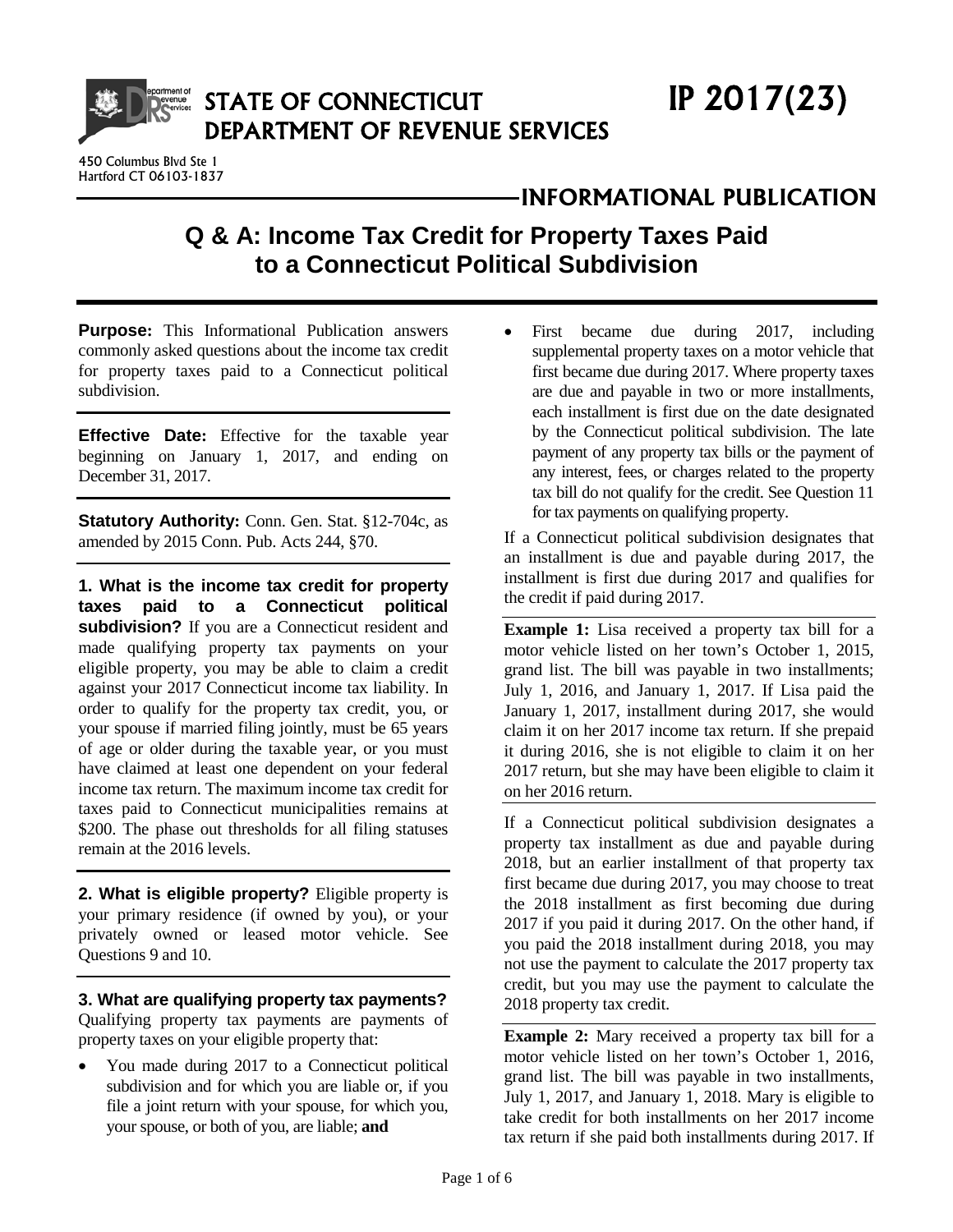# STATE OF CONNECTICUT DEPARTMENT OF REVENUE SERVICES

# IP 2017(23)

450 Columbus Blvd Ste 1
Hartford CT 06103-1837

## INFORMATIONAL PUBLICATION

## Q & A: Income Tax Credit for Property Taxes Paid to a Connecticut Political Subdivision

**Purpose:** This Informational Publication answers commonly asked questions about the income tax credit for property taxes paid to a Connecticut political subdivision.

**Effective Date:** Effective for the taxable year beginning on January 1, 2017, and ending on December 31, 2017.

**Statutory Authority:** Conn. Gen. Stat. §12-704c, as amended by 2015 Conn. Pub. Acts 244, §70.

**1. What is the income tax credit for property taxes paid to a Connecticut political subdivision?** If you are a Connecticut resident and made qualifying property tax payments on your eligible property, you may be able to claim a credit against your 2017 Connecticut income tax liability. In order to qualify for the property tax credit, you, or your spouse if married filing jointly, must be 65 years of age or older during the taxable year, or you must have claimed at least one dependent on your federal income tax return. The maximum income tax credit for taxes paid to Connecticut municipalities remains at $200. The phase out thresholds for all filing statuses remain at the 2016 levels.

**2. What is eligible property?** Eligible property is your primary residence (if owned by you), or your privately owned or leased motor vehicle. See Questions 9 and 10.

**3. What are qualifying property tax payments?** Qualifying property tax payments are payments of property taxes on your eligible property that:

- You made during 2017 to a Connecticut political subdivision and for which you are liable or, if you file a joint return with your spouse, for which you, your spouse, or both of you, are liable; **and**
- First became due during 2017, including supplemental property taxes on a motor vehicle that first became due during 2017. Where property taxes are due and payable in two or more installments, each installment is first due on the date designated by the Connecticut political subdivision. The late payment of any property tax bills or the payment of any interest, fees, or charges related to the property tax bill do not qualify for the credit. See Question 11 for tax payments on qualifying property.

If a Connecticut political subdivision designates that an installment is due and payable during 2017, the installment is first due during 2017 and qualifies for the credit if paid during 2017.

**Example 1:** Lisa received a property tax bill for a motor vehicle listed on her town's October 1, 2015, grand list. The bill was payable in two installments; July 1, 2016, and January 1, 2017. If Lisa paid the January 1, 2017, installment during 2017, she would claim it on her 2017 income tax return. If she prepaid it during 2016, she is not eligible to claim it on her 2017 return, but she may have been eligible to claim it on her 2016 return.

If a Connecticut political subdivision designates a property tax installment as due and payable during 2018, but an earlier installment of that property tax first became due during 2017, you may choose to treat the 2018 installment as first becoming due during 2017 if you paid it during 2017. On the other hand, if you paid the 2018 installment during 2018, you may not use the payment to calculate the 2017 property tax credit, but you may use the payment to calculate the 2018 property tax credit.

**Example 2:** Mary received a property tax bill for a motor vehicle listed on her town's October 1, 2016, grand list. The bill was payable in two installments, July 1, 2017, and January 1, 2018. Mary is eligible to take credit for both installments on her 2017 income tax return if she paid both installments during 2017. If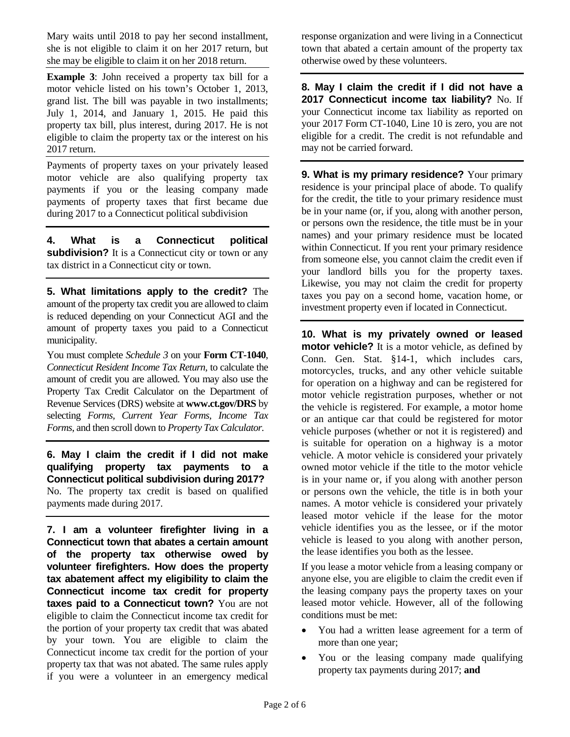Mary waits until 2018 to pay her second installment, she is not eligible to claim it on her 2017 return, but she may be eligible to claim it on her 2018 return.

**Example 3**: John received a property tax bill for a motor vehicle listed on his town's October 1, 2013, grand list. The bill was payable in two installments; July 1, 2014, and January 1, 2015. He paid this property tax bill, plus interest, during 2017. He is not eligible to claim the property tax or the interest on his 2017 return.

Payments of property taxes on your privately leased motor vehicle are also qualifying property tax payments if you or the leasing company made payments of property taxes that first became due during 2017 to a Connecticut political subdivision

**4. What is a Connecticut political subdivision?** It is a Connecticut city or town or any tax district in a Connecticut city or town.

**5. What limitations apply to the credit?** The amount of the property tax credit you are allowed to claim is reduced depending on your Connecticut AGI and the amount of property taxes you paid to a Connecticut municipality.

You must complete *Schedule 3* on your **Form CT-1040**, *Connecticut Resident Income Tax Return*, to calculate the amount of credit you are allowed. You may also use the Property Tax Credit Calculator on the Department of Revenue Services (DRS) website at **www.ct.gov/DRS** by selecting *Forms, Current Year Forms, Income Tax Forms*, and then scroll down to *Property Tax Calculator.*

**6. May I claim the credit if I did not make qualifying property tax payments to a Connecticut political subdivision during 2017?** No. The property tax credit is based on qualified payments made during 2017.

**7. I am a volunteer firefighter living in a Connecticut town that abates a certain amount of the property tax otherwise owed by volunteer firefighters. How does the property tax abatement affect my eligibility to claim the Connecticut income tax credit for property taxes paid to a Connecticut town?** You are not eligible to claim the Connecticut income tax credit for the portion of your property tax credit that was abated by your town. You are eligible to claim the Connecticut income tax credit for the portion of your property tax that was not abated. The same rules apply if you were a volunteer in an emergency medical response organization and were living in a Connecticut town that abated a certain amount of the property tax otherwise owed by these volunteers.

**8. May I claim the credit if I did not have a 2017 Connecticut income tax liability?** No. If your Connecticut income tax liability as reported on your 2017 Form CT-1040, Line 10 is zero, you are not eligible for a credit. The credit is not refundable and may not be carried forward.

**9. What is my primary residence?** Your primary residence is your principal place of abode. To qualify for the credit, the title to your primary residence must be in your name (or, if you, along with another person, or persons own the residence, the title must be in your names) and your primary residence must be located within Connecticut. If you rent your primary residence from someone else, you cannot claim the credit even if your landlord bills you for the property taxes. Likewise, you may not claim the credit for property taxes you pay on a second home, vacation home, or investment property even if located in Connecticut.

**10. What is my privately owned or leased motor vehicle?** It is a motor vehicle, as defined by Conn. Gen. Stat. §14-1, which includes cars, motorcycles, trucks, and any other vehicle suitable for operation on a highway and can be registered for motor vehicle registration purposes, whether or not the vehicle is registered. For example, a motor home or an antique car that could be registered for motor vehicle purposes (whether or not it is registered) and is suitable for operation on a highway is a motor vehicle. A motor vehicle is considered your privately owned motor vehicle if the title to the motor vehicle is in your name or, if you along with another person or persons own the vehicle, the title is in both your names. A motor vehicle is considered your privately leased motor vehicle if the lease for the motor vehicle identifies you as the lessee, or if the motor vehicle is leased to you along with another person, the lease identifies you both as the lessee.

If you lease a motor vehicle from a leasing company or anyone else, you are eligible to claim the credit even if the leasing company pays the property taxes on your leased motor vehicle. However, all of the following conditions must be met:

- You had a written lease agreement for a term of more than one year;
- You or the leasing company made qualifying property tax payments during 2017; **and**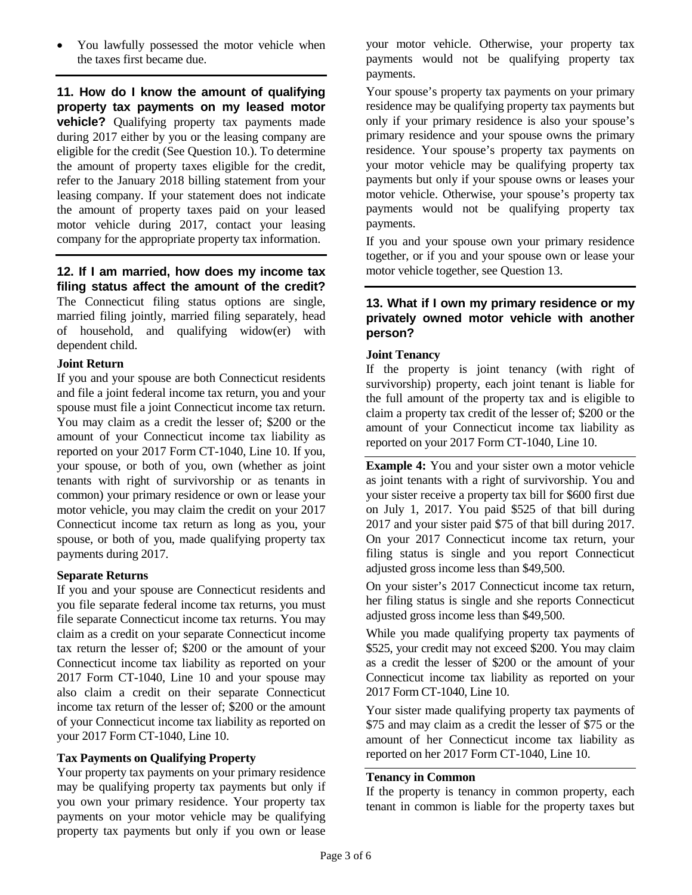- You lawfully possessed the motor vehicle when the taxes first became due.

**11. How do I know the amount of qualifying property tax payments on my leased motor vehicle?** Qualifying property tax payments made during 2017 either by you or the leasing company are eligible for the credit (See Question 10.). To determine the amount of property taxes eligible for the credit, refer to the January 2018 billing statement from your leasing company. If your statement does not indicate the amount of property taxes paid on your leased motor vehicle during 2017, contact your leasing company for the appropriate property tax information.

**12. If I am married, how does my income tax filing status affect the amount of the credit?** The Connecticut filing status options are single, married filing jointly, married filing separately, head of household, and qualifying widow(er) with dependent child.

**Joint Return**

If you and your spouse are both Connecticut residents and file a joint federal income tax return, you and your spouse must file a joint Connecticut income tax return. You may claim as a credit the lesser of; $200 or the amount of your Connecticut income tax liability as reported on your 2017 Form CT-1040, Line 10. If you, your spouse, or both of you, own (whether as joint tenants with right of survivorship or as tenants in common) your primary residence or own or lease your motor vehicle, you may claim the credit on your 2017 Connecticut income tax return as long as you, your spouse, or both of you, made qualifying property tax payments during 2017.

**Separate Returns**

If you and your spouse are Connecticut residents and you file separate federal income tax returns, you must file separate Connecticut income tax returns. You may claim as a credit on your separate Connecticut income tax return the lesser of; $200 or the amount of your Connecticut income tax liability as reported on your 2017 Form CT-1040, Line 10 and your spouse may also claim a credit on their separate Connecticut income tax return of the lesser of; $200 or the amount of your Connecticut income tax liability as reported on your 2017 Form CT-1040, Line 10.

**Tax Payments on Qualifying Property**

Your property tax payments on your primary residence may be qualifying property tax payments but only if you own your primary residence. Your property tax payments on your motor vehicle may be qualifying property tax payments but only if you own or lease your motor vehicle. Otherwise, your property tax payments would not be qualifying property tax payments.

Your spouse's property tax payments on your primary residence may be qualifying property tax payments but only if your primary residence is also your spouse's primary residence and your spouse owns the primary residence. Your spouse's property tax payments on your motor vehicle may be qualifying property tax payments but only if your spouse owns or leases your motor vehicle. Otherwise, your spouse's property tax payments would not be qualifying property tax payments.

If you and your spouse own your primary residence together, or if you and your spouse own or lease your motor vehicle together, see Question 13.

**13. What if I own my primary residence or my privately owned motor vehicle with another person?**

**Joint Tenancy**

If the property is joint tenancy (with right of survivorship) property, each joint tenant is liable for the full amount of the property tax and is eligible to claim a property tax credit of the lesser of; $200 or the amount of your Connecticut income tax liability as reported on your 2017 Form CT-1040, Line 10.

**Example 4:** You and your sister own a motor vehicle as joint tenants with a right of survivorship. You and your sister receive a property tax bill for $600 first due on July 1, 2017. You paid $525 of that bill during 2017 and your sister paid $75 of that bill during 2017. On your 2017 Connecticut income tax return, your filing status is single and you report Connecticut adjusted gross income less than $49,500.

On your sister's 2017 Connecticut income tax return, her filing status is single and she reports Connecticut adjusted gross income less than $49,500.

While you made qualifying property tax payments of $525, your credit may not exceed $200. You may claim as a credit the lesser of $200 or the amount of your Connecticut income tax liability as reported on your 2017 Form CT-1040, Line 10.

Your sister made qualifying property tax payments of $75 and may claim as a credit the lesser of $75 or the amount of her Connecticut income tax liability as reported on her 2017 Form CT-1040, Line 10.

**Tenancy in Common**

If the property is tenancy in common property, each tenant in common is liable for the property taxes but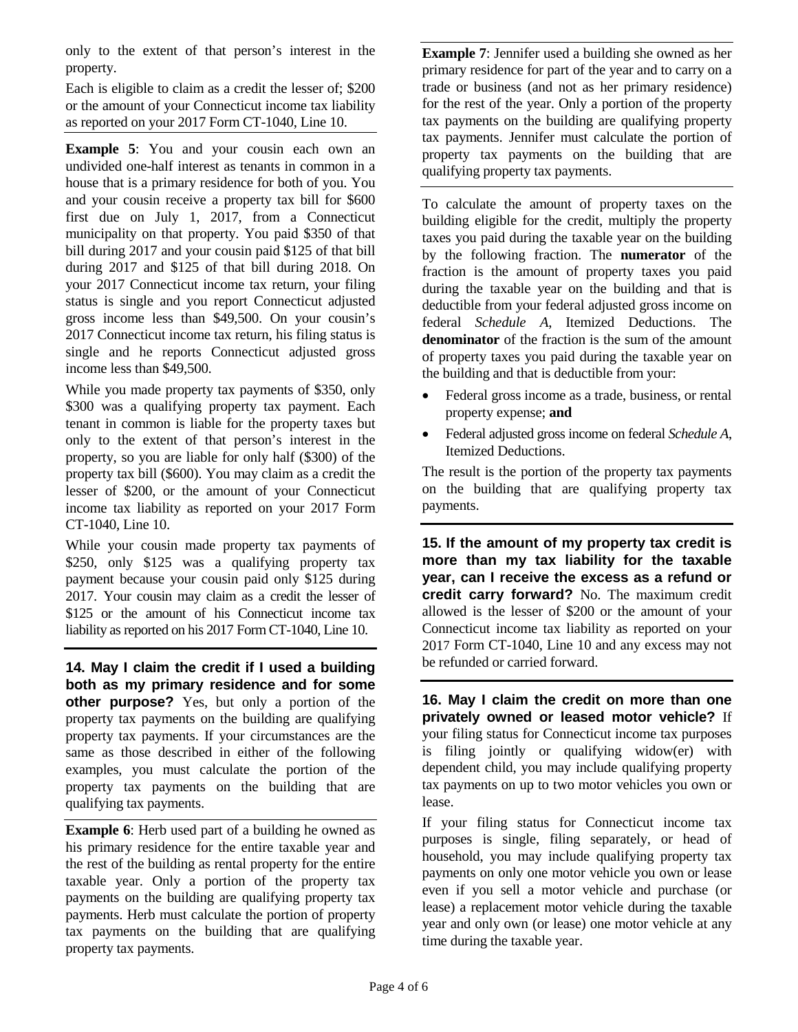only to the extent of that person's interest in the property.

Each is eligible to claim as a credit the lesser of; $200 or the amount of your Connecticut income tax liability as reported on your 2017 Form CT-1040, Line 10.

**Example 5**: You and your cousin each own an undivided one-half interest as tenants in common in a house that is a primary residence for both of you. You and your cousin receive a property tax bill for $600 first due on July 1, 2017, from a Connecticut municipality on that property. You paid $350 of that bill during 2017 and your cousin paid $125 of that bill during 2017 and $125 of that bill during 2018. On your 2017 Connecticut income tax return, your filing status is single and you report Connecticut adjusted gross income less than $49,500. On your cousin's 2017 Connecticut income tax return, his filing status is single and he reports Connecticut adjusted gross income less than $49,500.

While you made property tax payments of $350, only $300 was a qualifying property tax payment. Each tenant in common is liable for the property taxes but only to the extent of that person's interest in the property, so you are liable for only half ($300) of the property tax bill ($600). You may claim as a credit the lesser of $200, or the amount of your Connecticut income tax liability as reported on your 2017 Form CT-1040, Line 10.

While your cousin made property tax payments of $250, only $125 was a qualifying property tax payment because your cousin paid only $125 during 2017. Your cousin may claim as a credit the lesser of $125 or the amount of his Connecticut income tax liability as reported on his 2017 Form CT-1040, Line 10.

**14. May I claim the credit if I used a building both as my primary residence and for some other purpose?** Yes, but only a portion of the property tax payments on the building are qualifying property tax payments. If your circumstances are the same as those described in either of the following examples, you must calculate the portion of the property tax payments on the building that are qualifying tax payments.

**Example 6**: Herb used part of a building he owned as his primary residence for the entire taxable year and the rest of the building as rental property for the entire taxable year. Only a portion of the property tax payments on the building are qualifying property tax payments. Herb must calculate the portion of property tax payments on the building that are qualifying property tax payments.

**Example 7**: Jennifer used a building she owned as her primary residence for part of the year and to carry on a trade or business (and not as her primary residence) for the rest of the year. Only a portion of the property tax payments on the building are qualifying property tax payments. Jennifer must calculate the portion of property tax payments on the building that are qualifying property tax payments.

To calculate the amount of property taxes on the building eligible for the credit, multiply the property taxes you paid during the taxable year on the building by the following fraction. The **numerator** of the fraction is the amount of property taxes you paid during the taxable year on the building and that is deductible from your federal adjusted gross income on federal *Schedule A*, Itemized Deductions. The **denominator** of the fraction is the sum of the amount of property taxes you paid during the taxable year on the building and that is deductible from your:

- Federal gross income as a trade, business, or rental property expense; **and**
- Federal adjusted gross income on federal *Schedule A*, Itemized Deductions.

The result is the portion of the property tax payments on the building that are qualifying property tax payments.

**15. If the amount of my property tax credit is more than my tax liability for the taxable year, can I receive the excess as a refund or credit carry forward?** No. The maximum credit allowed is the lesser of $200 or the amount of your Connecticut income tax liability as reported on your 2017 Form CT-1040, Line 10 and any excess may not be refunded or carried forward.

**16. May I claim the credit on more than one privately owned or leased motor vehicle?** If your filing status for Connecticut income tax purposes is filing jointly or qualifying widow(er) with dependent child, you may include qualifying property tax payments on up to two motor vehicles you own or lease.

If your filing status for Connecticut income tax purposes is single, filing separately, or head of household, you may include qualifying property tax payments on only one motor vehicle you own or lease even if you sell a motor vehicle and purchase (or lease) a replacement motor vehicle during the taxable year and only own (or lease) one motor vehicle at any time during the taxable year.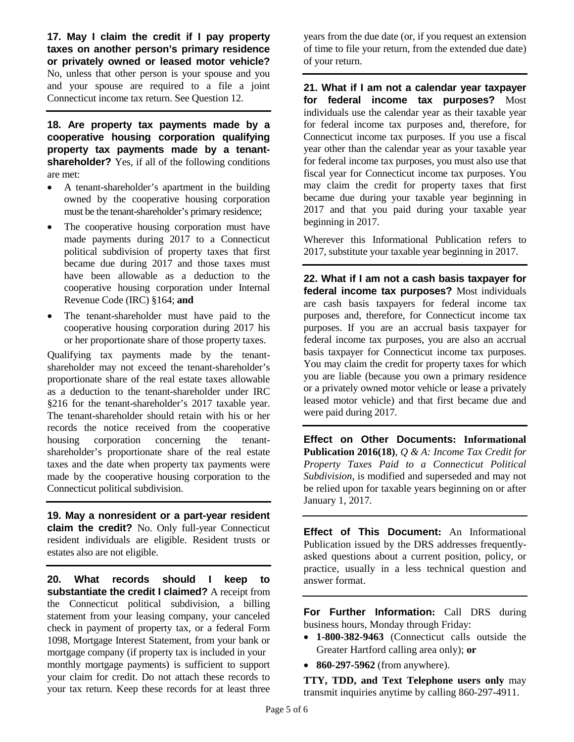**17. May I claim the credit if I pay property taxes on another person's primary residence or privately owned or leased motor vehicle?** No, unless that other person is your spouse and you and your spouse are required to a file a joint Connecticut income tax return. See Question 12.

**18. Are property tax payments made by a cooperative housing corporation qualifying property tax payments made by a tenant-shareholder?** Yes, if all of the following conditions are met:

- A tenant-shareholder's apartment in the building owned by the cooperative housing corporation must be the tenant-shareholder's primary residence;
- The cooperative housing corporation must have made payments during 2017 to a Connecticut political subdivision of property taxes that first became due during 2017 and those taxes must have been allowable as a deduction to the cooperative housing corporation under Internal Revenue Code (IRC) §164; **and**
- The tenant-shareholder must have paid to the cooperative housing corporation during 2017 his or her proportionate share of those property taxes.

Qualifying tax payments made by the tenant-shareholder may not exceed the tenant-shareholder's proportionate share of the real estate taxes allowable as a deduction to the tenant-shareholder under IRC §216 for the tenant-shareholder's 2017 taxable year. The tenant-shareholder should retain with his or her records the notice received from the cooperative housing corporation concerning the tenant-shareholder's proportionate share of the real estate taxes and the date when property tax payments were made by the cooperative housing corporation to the Connecticut political subdivision.

**19. May a nonresident or a part-year resident claim the credit?** No. Only full-year Connecticut resident individuals are eligible. Resident trusts or estates also are not eligible.

**20. What records should I keep to substantiate the credit I claimed?** A receipt from the Connecticut political subdivision, a billing statement from your leasing company, your canceled check in payment of property tax, or a federal Form 1098, Mortgage Interest Statement, from your bank or mortgage company (if property tax is included in your monthly mortgage payments) is sufficient to support your claim for credit. Do not attach these records to your tax return. Keep these records for at least three years from the due date (or, if you request an extension of time to file your return, from the extended due date) of your return.

**21. What if I am not a calendar year taxpayer for federal income tax purposes?** Most individuals use the calendar year as their taxable year for federal income tax purposes and, therefore, for Connecticut income tax purposes. If you use a fiscal year other than the calendar year as your taxable year for federal income tax purposes, you must also use that fiscal year for Connecticut income tax purposes. You may claim the credit for property taxes that first became due during your taxable year beginning in 2017 and that you paid during your taxable year beginning in 2017.

Wherever this Informational Publication refers to 2017, substitute your taxable year beginning in 2017.

**22. What if I am not a cash basis taxpayer for federal income tax purposes?** Most individuals are cash basis taxpayers for federal income tax purposes and, therefore, for Connecticut income tax purposes. If you are an accrual basis taxpayer for federal income tax purposes, you are also an accrual basis taxpayer for Connecticut income tax purposes. You may claim the credit for property taxes for which you are liable (because you own a primary residence or a privately owned motor vehicle or lease a privately leased motor vehicle) and that first became due and were paid during 2017.

**Effect on Other Documents: Informational Publication 2016(18)**, *Q & A: Income Tax Credit for Property Taxes Paid to a Connecticut Political Subdivision*, is modified and superseded and may not be relied upon for taxable years beginning on or after January 1, 2017.

**Effect of This Document:** An Informational Publication issued by the DRS addresses frequently-asked questions about a current position, policy, or practice, usually in a less technical question and answer format.

**For Further Information:** Call DRS during business hours, Monday through Friday:

- **1-800-382-9463** (Connecticut calls outside the Greater Hartford calling area only); **or**
- **860-297-5962** (from anywhere).

**TTY, TDD, and Text Telephone users only** may transmit inquiries anytime by calling 860-297-4911.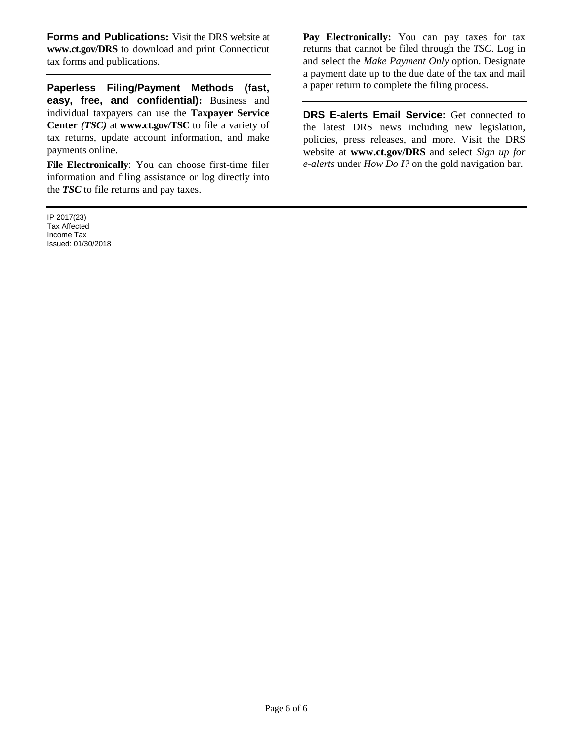**Forms and Publications:** Visit the DRS website at **www.ct.gov/DRS** to download and print Connecticut tax forms and publications.

**Paperless Filing/Payment Methods (fast, easy, free, and confidential):** Business and individual taxpayers can use the **Taxpayer Service Center *(TSC)*** at **www.ct.gov/TSC** to file a variety of tax returns, update account information, and make payments online.

**File Electronically**: You can choose first-time filer information and filing assistance or log directly into the ***TSC*** to file returns and pay taxes.

**Pay Electronically:** You can pay taxes for tax returns that cannot be filed through the *TSC*. Log in and select the *Make Payment Only* option. Designate a payment date up to the due date of the tax and mail a paper return to complete the filing process.

**DRS E-alerts Email Service:** Get connected to the latest DRS news including new legislation, policies, press releases, and more. Visit the DRS website at **www.ct.gov/DRS** and select *Sign up for e-alerts* under *How Do I?* on the gold navigation bar.

IP 2017(23)
Tax Affected
Income Tax
Issued: 01/30/2018